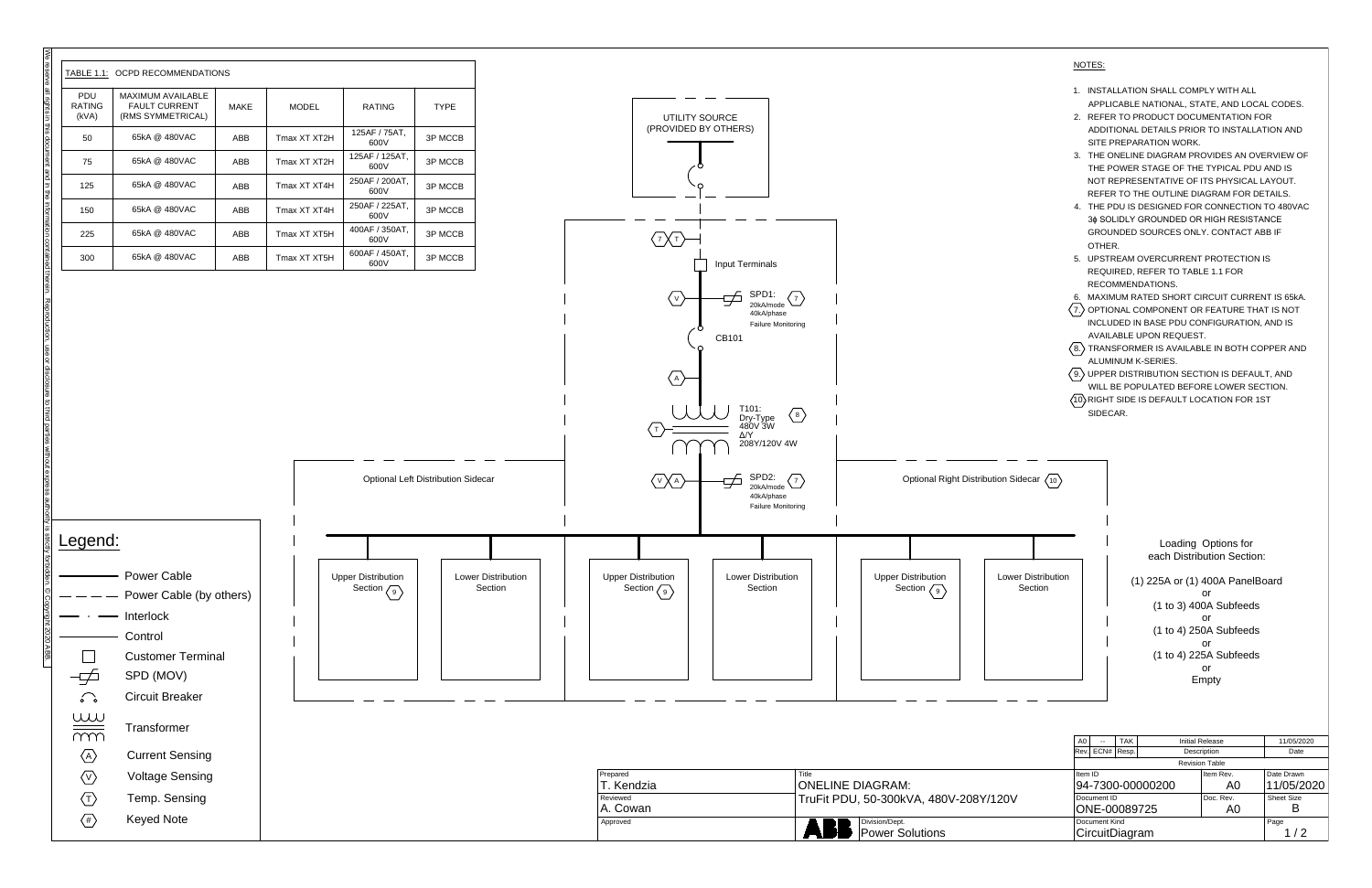TABLE 1.1: OCPD RECOMMENDATIONS

| PDU RATING (kVA) | MAXIMUM AVAILABLE FAULT CURRENT (RMS SYMMETRICAL) | MAKE | MODEL | RATING | TYPE |
|---|---|---|---|---|---|
| 50 | 65kA @ 480VAC | ABB | Tmax XT XT2H | 125AF / 75AT, 600V | 3P MCCB |
| 75 | 65kA @ 480VAC | ABB | Tmax XT XT2H | 125AF / 125AT, 600V | 3P MCCB |
| 125 | 65kA @ 480VAC | ABB | Tmax XT XT4H | 250AF / 200AT, 600V | 3P MCCB |
| 150 | 65kA @ 480VAC | ABB | Tmax XT XT4H | 250AF / 225AT, 600V | 3P MCCB |
| 225 | 65kA @ 480VAC | ABB | Tmax XT XT5H | 400AF / 350AT, 600V | 3P MCCB |
| 300 | 65kA @ 480VAC | ABB | Tmax XT XT5H | 600AF / 450AT, 600V | 3P MCCB |

UTILITY SOURCE (PROVIDED BY OTHERS)

Input Terminals

SPD1: 20kA/mode 40kA/phase Failure Monitoring (7)

CB101

T101: Dry-Type 480V 3W Δ/Y 208Y/120V 4W (8)

SPD2: 20kA/mode 40kA/phase Failure Monitoring (7)

Optional Left Distribution Sidecar

Optional Right Distribution Sidecar (10)

Upper Distribution Section (9) | Lower Distribution Section

Loading Options for each Distribution Section:

(1) 225A or (1) 400A PanelBoard
or
(1 to 3) 400A Subfeeds
or
(1 to 4) 250A Subfeeds
or
(1 to 4) 225A Subfeeds
or
Empty

## NOTES:

1. INSTALLATION SHALL COMPLY WITH ALL APPLICABLE NATIONAL, STATE, AND LOCAL CODES.
2. REFER TO PRODUCT DOCUMENTATION FOR ADDITIONAL DETAILS PRIOR TO INSTALLATION AND SITE PREPARATION WORK.
3. THE ONELINE DIAGRAM PROVIDES AN OVERVIEW OF THE POWER STAGE OF THE TYPICAL PDU AND IS NOT REPRESENTATIVE OF ITS PHYSICAL LAYOUT. REFER TO THE OUTLINE DIAGRAM FOR DETAILS.
4. THE PDU IS DESIGNED FOR CONNECTION TO 480VAC 3ϕ SOLIDLY GROUNDED OR HIGH RESISTANCE GROUNDED SOURCES ONLY. CONTACT ABB IF OTHER.
5. UPSTREAM OVERCURRENT PROTECTION IS REQUIRED, REFER TO TABLE 1.1 FOR RECOMMENDATIONS.
6. MAXIMUM RATED SHORT CIRCUIT CURRENT IS 65kA.
7. OPTIONAL COMPONENT OR FEATURE THAT IS NOT INCLUDED IN BASE PDU CONFIGURATION, AND IS AVAILABLE UPON REQUEST.
8. TRANSFORMER IS AVAILABLE IN BOTH COPPER AND ALUMINUM K-SERIES.
9. UPPER DISTRIBUTION SECTION IS DEFAULT, AND WILL BE POPULATED BEFORE LOWER SECTION.
10. RIGHT SIDE IS DEFAULT LOCATION FOR 1ST SIDECAR.

## Legend:

- Power Cable
- Power Cable (by others)
- Interlock
- Control
- Customer Terminal
- SPD (MOV)
- Circuit Breaker
- Transformer
- (A) Current Sensing
- (V) Voltage Sensing
- (T) Temp. Sensing
- (#) Keyed Note

| Rev. | ECN# | Resp. | Description | Date |
|---|---|---|---|---|
| A0 | -- | TAK | Initial Release | 11/05/2020 |

Prepared: T. Kendzia
Reviewed: A. Cowan
Approved:

Title: ONELINE DIAGRAM: TruFit PDU, 50-300kVA, 480V-208Y/120V

Division/Dept.: Power Solutions

Item ID: 94-7300-00000200 | Item Rev.: A0 | Date Drawn: 11/05/2020
Document ID: ONE-00089725 | Doc. Rev.: A0 | Sheet Size: B
Document Kind: CircuitDiagram

We reserve all rights in this document and in the information contained therein. Reproduction, use or disclosure to third parties without express authority is strictly forbidden. © Copyright 2020 ABB.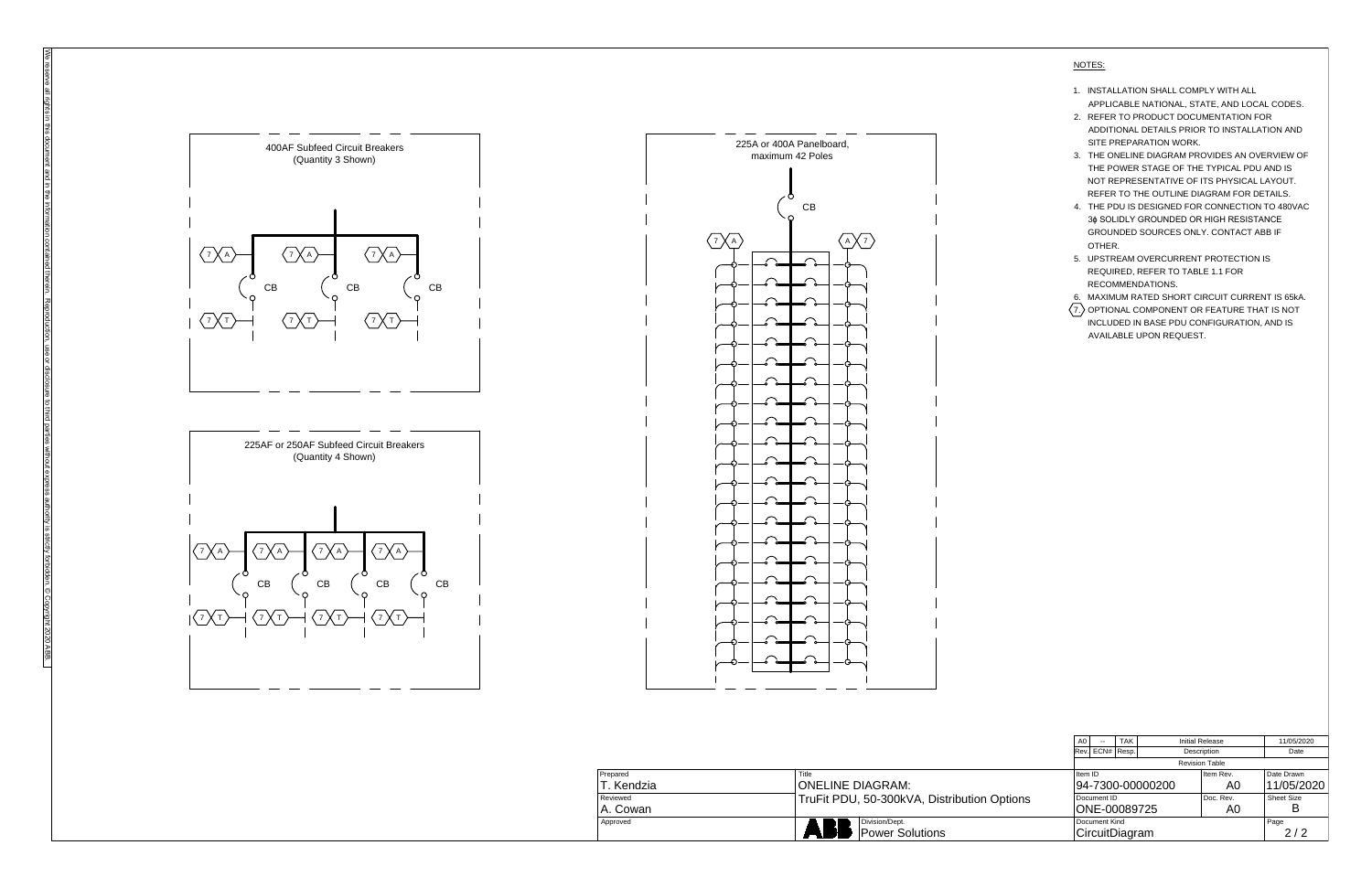400AF Subfeed Circuit Breakers
(Quantity 3 Shown)

7 A
7 A
7 A
CB
CB
CB
7 T
7 T
7 T

225AF or 250AF Subfeed Circuit Breakers
(Quantity 4 Shown)

7 A
7 A
7 A
7 A
CB
CB
CB
CB
7 T
7 T
7 T
7 T

225A or 400A Panelboard,
maximum 42 Poles

CB
7 A
A 7

NOTES:

1. INSTALLATION SHALL COMPLY WITH ALL APPLICABLE NATIONAL, STATE, AND LOCAL CODES.
2. REFER TO PRODUCT DOCUMENTATION FOR ADDITIONAL DETAILS PRIOR TO INSTALLATION AND SITE PREPARATION WORK.
3. THE ONELINE DIAGRAM PROVIDES AN OVERVIEW OF THE POWER STAGE OF THE TYPICAL PDU AND IS NOT REPRESENTATIVE OF ITS PHYSICAL LAYOUT. REFER TO THE OUTLINE DIAGRAM FOR DETAILS.
4. THE PDU IS DESIGNED FOR CONNECTION TO 480VAC 3ϕ SOLIDLY GROUNDED OR HIGH RESISTANCE GROUNDED SOURCES ONLY. CONTACT ABB IF OTHER.
5. UPSTREAM OVERCURRENT PROTECTION IS REQUIRED, REFER TO TABLE 1.1 FOR RECOMMENDATIONS.
6. MAXIMUM RATED SHORT CIRCUIT CURRENT IS 65kA.
7. OPTIONAL COMPONENT OR FEATURE THAT IS NOT INCLUDED IN BASE PDU CONFIGURATION, AND IS AVAILABLE UPON REQUEST.

| Rev. | ECN# | Resp. | Description | Date |
|---|---|---|---|---|
| A0 | -- | TAK | Initial Release | 11/05/2020 |

Revision Table

| | | | | | |
|---|---|---|---|---|---|
| Prepared: T. Kendzia | Title: ONELINE DIAGRAM: TruFit PDU, 50-300kVA, Distribution Options | | Item ID: 94-7300-00000200 | Item Rev.: A0 | Date Drawn: 11/05/2020 |
| Reviewed: A. Cowan | | | Document ID: ONE-00089725 | Doc. Rev.: A0 | Sheet Size: B |
| Approved | ABB | Division/Dept.: Power Solutions | Document Kind: CircuitDiagram | | Page: 2 / 2 |

We reserve all rights in this document and in the information contained therein. Reproduction, use or disclosure to third parties without express authority is strictly forbidden. © Copyright 2020 ABB.